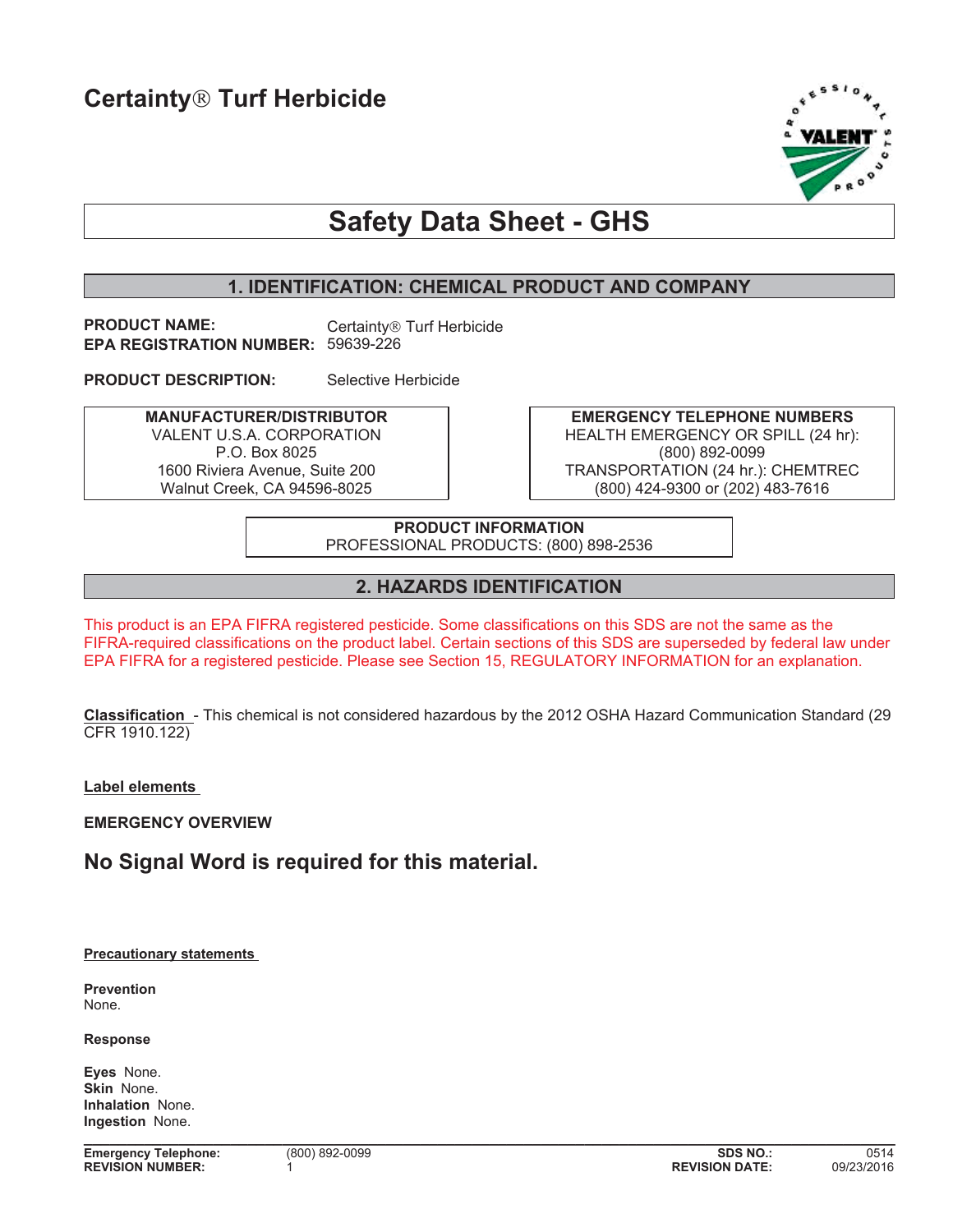# Certainty® Turf Herbicide

# Safety Data Sheet - GHS

## 1. IDENTIFICATION: CHEMICAL PRODUCT AND COMPANY

**PRODUCT NAME:** Certainty® Turf Herbicide
**EPA REGISTRATION NUMBER:** 59639-226

**PRODUCT DESCRIPTION:** Selective Herbicide

**MANUFACTURER/DISTRIBUTOR**
VALENT U.S.A. CORPORATION
P.O. Box 8025
1600 Riviera Avenue, Suite 200
Walnut Creek, CA 94596-8025

**EMERGENCY TELEPHONE NUMBERS**
HEALTH EMERGENCY OR SPILL (24 hr):
(800) 892-0099
TRANSPORTATION (24 hr.): CHEMTREC
(800) 424-9300 or (202) 483-7616

**PRODUCT INFORMATION**
PROFESSIONAL PRODUCTS: (800) 898-2536

## 2. HAZARDS IDENTIFICATION

This product is an EPA FIFRA registered pesticide. Some classifications on this SDS are not the same as the FIFRA-required classifications on the product label. Certain sections of this SDS are superseded by federal law under EPA FIFRA for a registered pesticide. Please see Section 15, REGULATORY INFORMATION for an explanation.

**Classification** - This chemical is not considered hazardous by the 2012 OSHA Hazard Communication Standard (29 CFR 1910.122)

**Label elements**

**EMERGENCY OVERVIEW**

### No Signal Word is required for this material.

**Precautionary statements**

**Prevention**
None.

**Response**

**Eyes** None.
**Skin** None.
**Inhalation** None.
**Ingestion** None.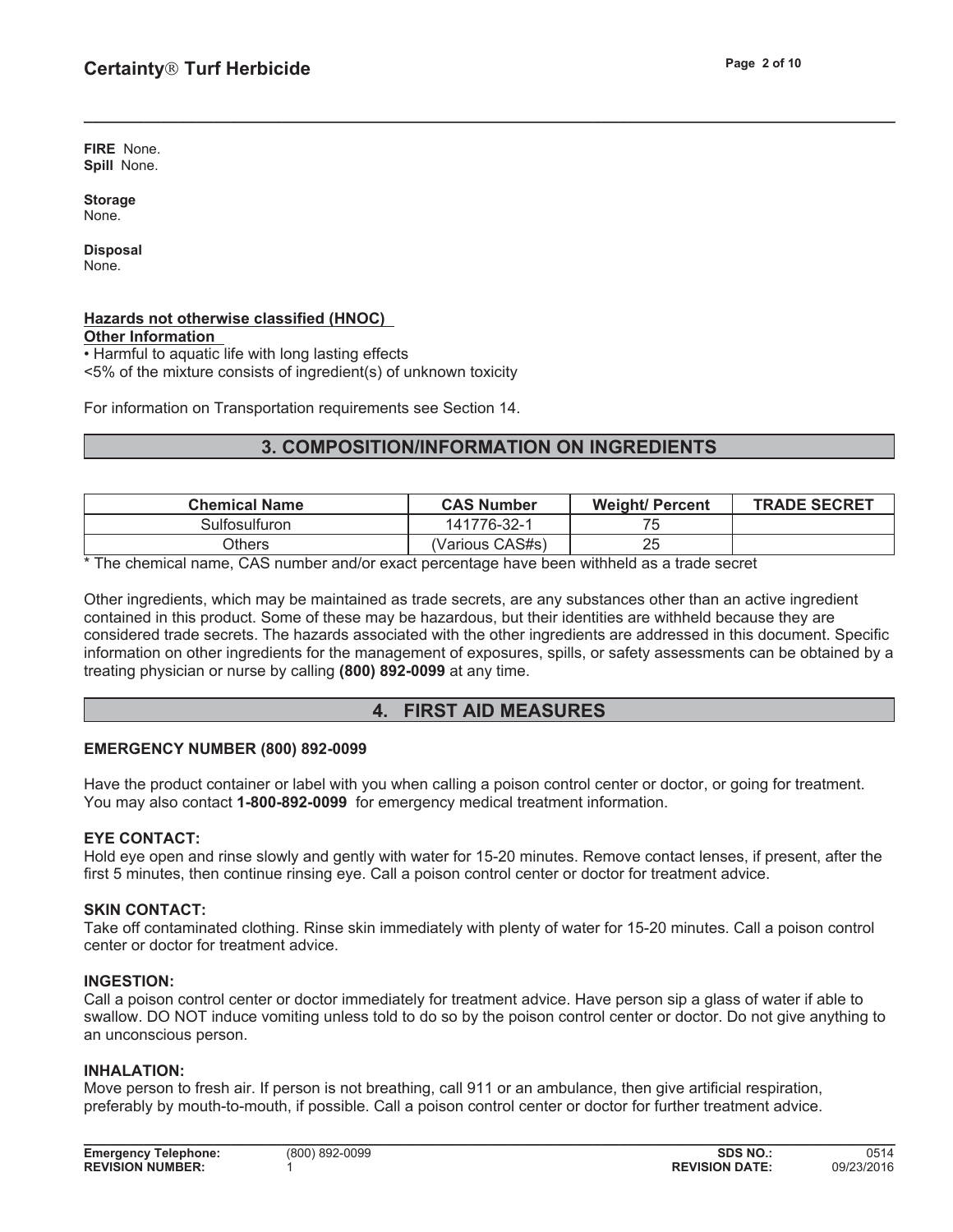**FIRE** None.
**Spill** None.

**Storage**
None.

**Disposal**
None.

**Hazards not otherwise classified (HNOC)**
**Other Information**
• Harmful to aquatic life with long lasting effects
<5% of the mixture consists of ingredient(s) of unknown toxicity

For information on Transportation requirements see Section 14.

## 3. COMPOSITION/INFORMATION ON INGREDIENTS

| Chemical Name | CAS Number | Weight/ Percent | TRADE SECRET |
|---|---|---|---|
| Sulfosulfuron | 141776-32-1 | 75 | |
| Others | (Various CAS#s) | 25 | |

* The chemical name, CAS number and/or exact percentage have been withheld as a trade secret

Other ingredients, which may be maintained as trade secrets, are any substances other than an active ingredient contained in this product. Some of these may be hazardous, but their identities are withheld because they are considered trade secrets. The hazards associated with the other ingredients are addressed in this document. Specific information on other ingredients for the management of exposures, spills, or safety assessments can be obtained by a treating physician or nurse by calling **(800) 892-0099** at any time.

## 4. FIRST AID MEASURES

**EMERGENCY NUMBER (800) 892-0099**

Have the product container or label with you when calling a poison control center or doctor, or going for treatment. You may also contact **1-800-892-0099** for emergency medical treatment information.

**EYE CONTACT:**
Hold eye open and rinse slowly and gently with water for 15-20 minutes. Remove contact lenses, if present, after the first 5 minutes, then continue rinsing eye. Call a poison control center or doctor for treatment advice.

**SKIN CONTACT:**
Take off contaminated clothing. Rinse skin immediately with plenty of water for 15-20 minutes. Call a poison control center or doctor for treatment advice.

**INGESTION:**
Call a poison control center or doctor immediately for treatment advice. Have person sip a glass of water if able to swallow. DO NOT induce vomiting unless told to do so by the poison control center or doctor. Do not give anything to an unconscious person.

**INHALATION:**
Move person to fresh air. If person is not breathing, call 911 or an ambulance, then give artificial respiration, preferably by mouth-to-mouth, if possible. Call a poison control center or doctor for further treatment advice.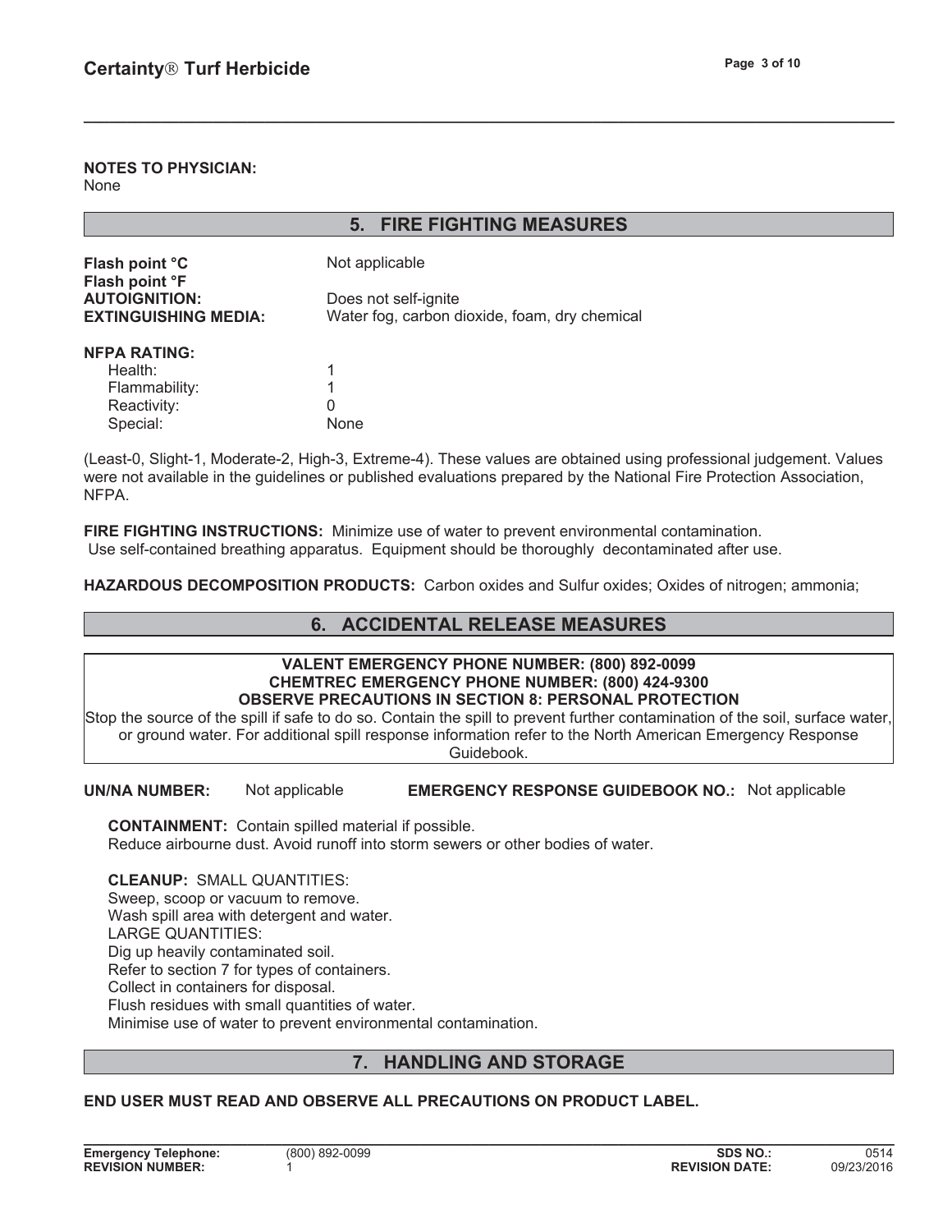**NOTES TO PHYSICIAN:**
None

## 5. FIRE FIGHTING MEASURES

**Flash point °C** Not applicable
**Flash point °F**
**AUTOIGNITION:** Does not self-ignite
**EXTINGUISHING MEDIA:** Water fog, carbon dioxide, foam, dry chemical

**NFPA RATING:**

| | |
|---|---|
| Health: | 1 |
| Flammability: | 1 |
| Reactivity: | 0 |
| Special: | None |

(Least-0, Slight-1, Moderate-2, High-3, Extreme-4). These values are obtained using professional judgement. Values were not available in the guidelines or published evaluations prepared by the National Fire Protection Association, NFPA.

**FIRE FIGHTING INSTRUCTIONS:** Minimize use of water to prevent environmental contamination. Use self-contained breathing apparatus. Equipment should be thoroughly decontaminated after use.

**HAZARDOUS DECOMPOSITION PRODUCTS:** Carbon oxides and Sulfur oxides; Oxides of nitrogen; ammonia;

## 6. ACCIDENTAL RELEASE MEASURES

**VALENT EMERGENCY PHONE NUMBER: (800) 892-0099**
**CHEMTREC EMERGENCY PHONE NUMBER: (800) 424-9300**
**OBSERVE PRECAUTIONS IN SECTION 8: PERSONAL PROTECTION**
Stop the source of the spill if safe to do so. Contain the spill to prevent further contamination of the soil, surface water, or ground water. For additional spill response information refer to the North American Emergency Response Guidebook.

**UN/NA NUMBER:** Not applicable **EMERGENCY RESPONSE GUIDEBOOK NO.:** Not applicable

**CONTAINMENT:** Contain spilled material if possible.
Reduce airbourne dust. Avoid runoff into storm sewers or other bodies of water.

**CLEANUP:** SMALL QUANTITIES:
Sweep, scoop or vacuum to remove.
Wash spill area with detergent and water.
LARGE QUANTITIES:
Dig up heavily contaminated soil.
Refer to section 7 for types of containers.
Collect in containers for disposal.
Flush residues with small quantities of water.
Minimise use of water to prevent environmental contamination.

## 7. HANDLING AND STORAGE

**END USER MUST READ AND OBSERVE ALL PRECAUTIONS ON PRODUCT LABEL.**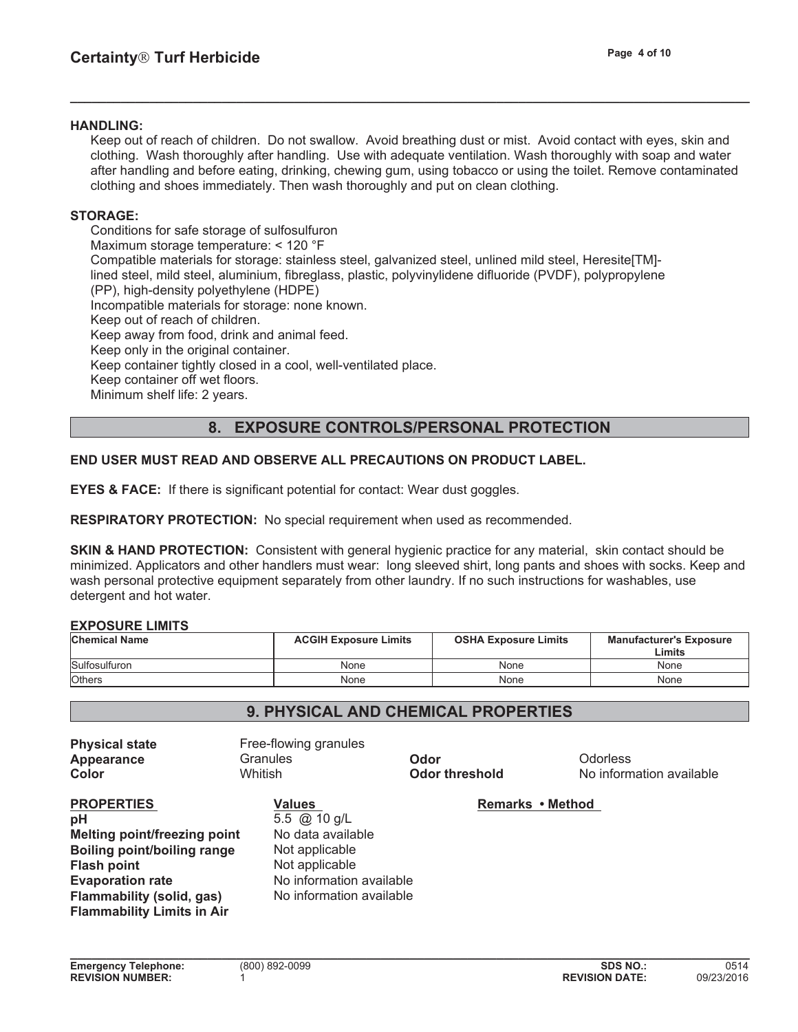**HANDLING:**

Keep out of reach of children. Do not swallow. Avoid breathing dust or mist. Avoid contact with eyes, skin and clothing. Wash thoroughly after handling. Use with adequate ventilation. Wash thoroughly with soap and water after handling and before eating, drinking, chewing gum, using tobacco or using the toilet. Remove contaminated clothing and shoes immediately. Then wash thoroughly and put on clean clothing.

**STORAGE:**

Conditions for safe storage of sulfosulfuron
Maximum storage temperature: < 120 °F
Compatible materials for storage: stainless steel, galvanized steel, unlined mild steel, Heresite[TM]-lined steel, mild steel, aluminium, fibreglass, plastic, polyvinylidene difluoride (PVDF), polypropylene (PP), high-density polyethylene (HDPE)
Incompatible materials for storage: none known.
Keep out of reach of children.
Keep away from food, drink and animal feed.
Keep only in the original container.
Keep container tightly closed in a cool, well-ventilated place.
Keep container off wet floors.
Minimum shelf life: 2 years.

## 8. EXPOSURE CONTROLS/PERSONAL PROTECTION

**END USER MUST READ AND OBSERVE ALL PRECAUTIONS ON PRODUCT LABEL.**

**EYES & FACE:** If there is significant potential for contact: Wear dust goggles.

**RESPIRATORY PROTECTION:** No special requirement when used as recommended.

**SKIN & HAND PROTECTION:** Consistent with general hygienic practice for any material, skin contact should be minimized. Applicators and other handlers must wear: long sleeved shirt, long pants and shoes with socks. Keep and wash personal protective equipment separately from other laundry. If no such instructions for washables, use detergent and hot water.

**EXPOSURE LIMITS**

| Chemical Name | ACGIH Exposure Limits | OSHA Exposure Limits | Manufacturer's Exposure Limits |
|---|---|---|---|
| Sulfosulfuron | None | None | None |
| Others | None | None | None |

## 9. PHYSICAL AND CHEMICAL PROPERTIES

**Physical state** Free-flowing granules
**Appearance** Granules
**Color** Whitish
**Odor** Odorless
**Odor threshold** No information available

| PROPERTIES | Values | Remarks • Method |
|---|---|---|
| **pH** | 5.5 @ 10 g/L | |
| **Melting point/freezing point** | No data available | |
| **Boiling point/boiling range** | Not applicable | |
| **Flash point** | Not applicable | |
| **Evaporation rate** | No information available | |
| **Flammability (solid, gas)** | No information available | |
| **Flammability Limits in Air** | | |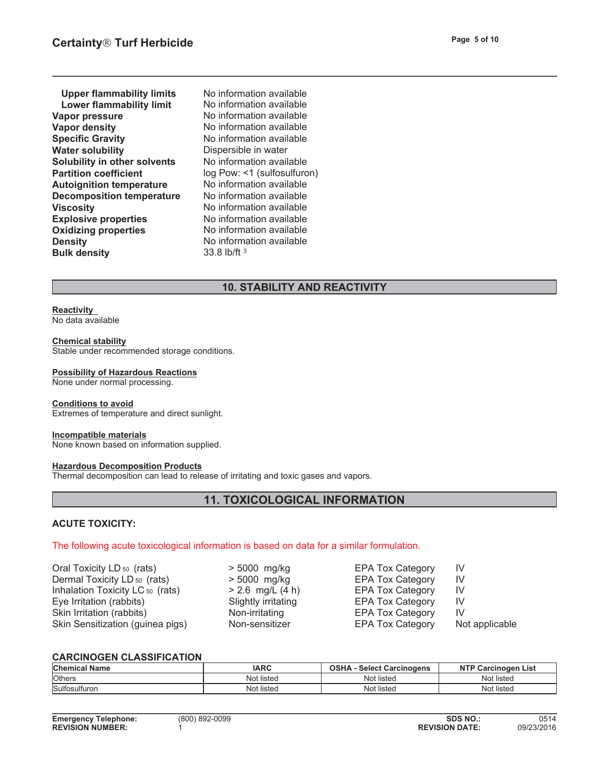| | |
|---|---|
| **Upper flammability limits** | No information available |
| **Lower flammability limit** | No information available |
| **Vapor pressure** | No information available |
| **Vapor density** | No information available |
| **Specific Gravity** | No information available |
| **Water solubility** | Dispersible in water |
| **Solubility in other solvents** | No information available |
| **Partition coefficient** | log Pow: <1 (sulfosulfuron) |
| **Autoignition temperature** | No information available |
| **Decomposition temperature** | No information available |
| **Viscosity** | No information available |
| **Explosive properties** | No information available |
| **Oxidizing properties** | No information available |
| **Density** | No information available |
| **Bulk density** | 33.8 lb/ft $^3$ |

## 10. STABILITY AND REACTIVITY

**Reactivity**
No data available

**Chemical stability**
Stable under recommended storage conditions.

**Possibility of Hazardous Reactions**
None under normal processing.

**Conditions to avoid**
Extremes of temperature and direct sunlight.

**Incompatible materials**
None known based on information supplied.

**Hazardous Decomposition Products**
Thermal decomposition can lead to release of irritating and toxic gases and vapors.

## 11. TOXICOLOGICAL INFORMATION

### ACUTE TOXICITY:

The following acute toxicological information is based on data for a similar formulation.

| | | | |
|---|---|---|---|
| Oral Toxicity $LD_{50}$ (rats) | > 5000 mg/kg | EPA Tox Category | IV |
| Dermal Toxicity $LD_{50}$ (rats) | > 5000 mg/kg | EPA Tox Category | IV |
| Inhalation Toxicity $LC_{50}$ (rats) | > 2.6 mg/L (4 h) | EPA Tox Category | IV |
| Eye Irritation (rabbits) | Slightly irritating | EPA Tox Category | IV |
| Skin Irritation (rabbits) | Non-irritating | EPA Tox Category | IV |
| Skin Sensitization (guinea pigs) | Non-sensitizer | EPA Tox Category | Not applicable |

### CARCINOGEN CLASSIFICATION

| Chemical Name | IARC | OSHA - Select Carcinogens | NTP Carcinogen List |
|---|---|---|---|
| Others | Not listed | Not listed | Not listed |
| Sulfosulfuron | Not listed | Not listed | Not listed |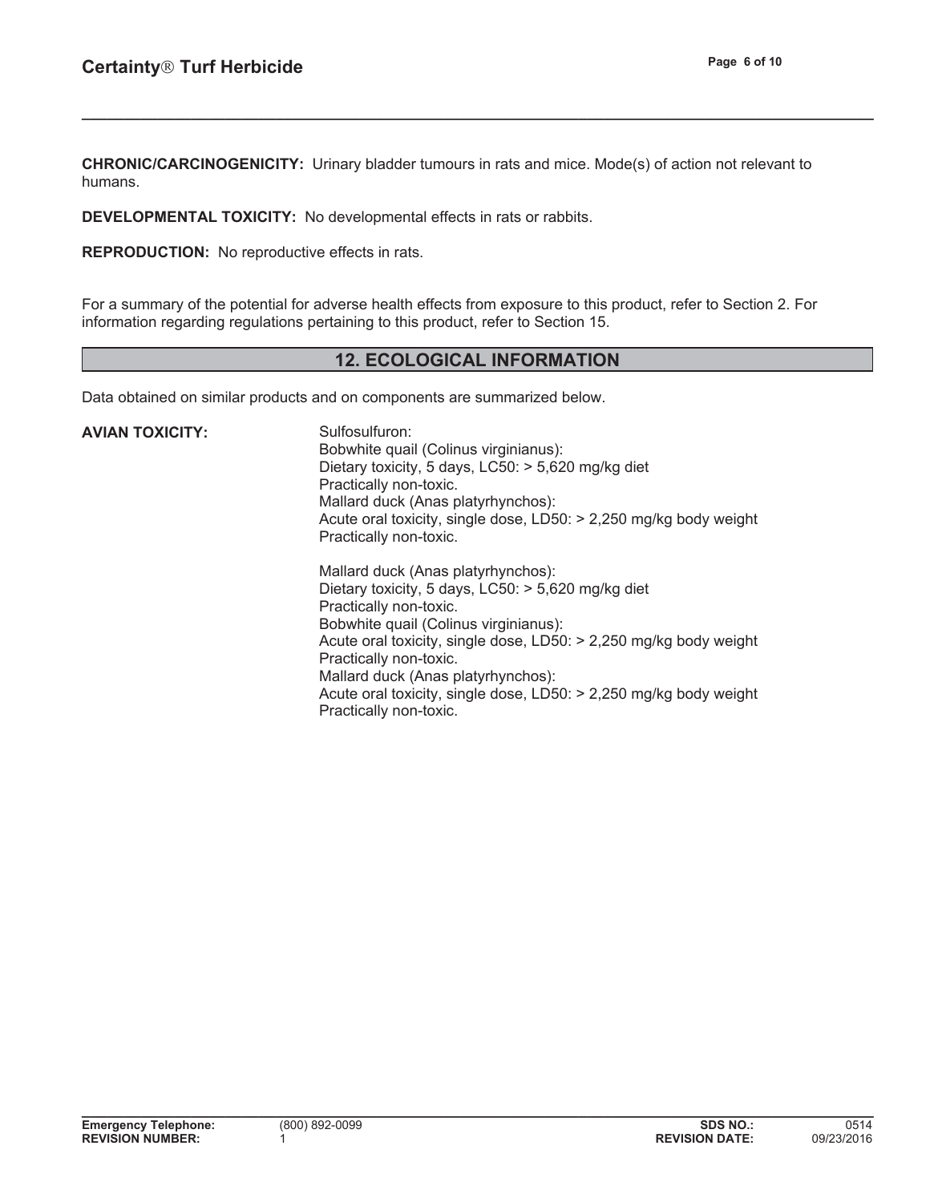**CHRONIC/CARCINOGENICITY:** Urinary bladder tumours in rats and mice. Mode(s) of action not relevant to humans.

**DEVELOPMENTAL TOXICITY:** No developmental effects in rats or rabbits.

**REPRODUCTION:** No reproductive effects in rats.

For a summary of the potential for adverse health effects from exposure to this product, refer to Section 2. For information regarding regulations pertaining to this product, refer to Section 15.

## 12. ECOLOGICAL INFORMATION

Data obtained on similar products and on components are summarized below.

**AVIAN TOXICITY:**

Sulfosulfuron:
Bobwhite quail (Colinus virginianus):
Dietary toxicity, 5 days, LC50: > 5,620 mg/kg diet
Practically non-toxic.
Mallard duck (Anas platyrhynchos):
Acute oral toxicity, single dose, LD50: > 2,250 mg/kg body weight
Practically non-toxic.

Mallard duck (Anas platyrhynchos):
Dietary toxicity, 5 days, LC50: > 5,620 mg/kg diet
Practically non-toxic.
Bobwhite quail (Colinus virginianus):
Acute oral toxicity, single dose, LD50: > 2,250 mg/kg body weight
Practically non-toxic.
Mallard duck (Anas platyrhynchos):
Acute oral toxicity, single dose, LD50: > 2,250 mg/kg body weight
Practically non-toxic.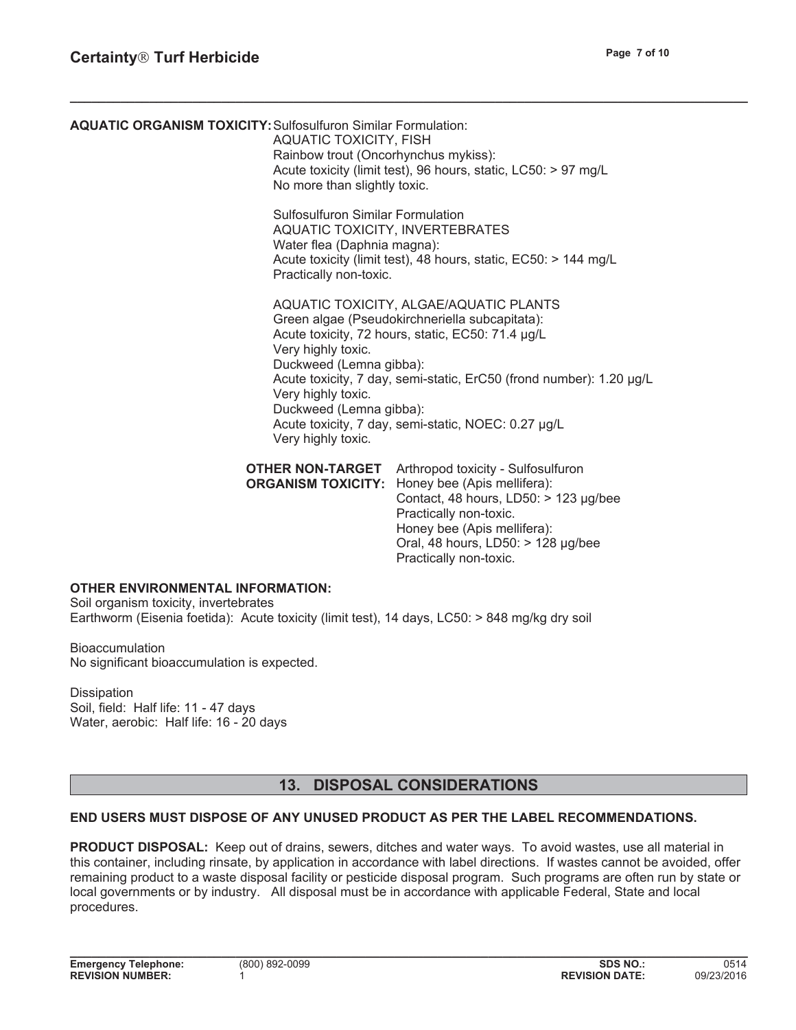**AQUATIC ORGANISM TOXICITY:** Sulfosulfuron Similar Formulation:
AQUATIC TOXICITY, FISH
Rainbow trout (Oncorhynchus mykiss):
Acute toxicity (limit test), 96 hours, static, LC50: > 97 mg/L
No more than slightly toxic.

Sulfosulfuron Similar Formulation
AQUATIC TOXICITY, INVERTEBRATES
Water flea (Daphnia magna):
Acute toxicity (limit test), 48 hours, static, EC50: > 144 mg/L
Practically non-toxic.

AQUATIC TOXICITY, ALGAE/AQUATIC PLANTS
Green algae (Pseudokirchneriella subcapitata):
Acute toxicity, 72 hours, static, EC50: 71.4 μg/L
Very highly toxic.
Duckweed (Lemna gibba):
Acute toxicity, 7 day, semi-static, ErC50 (frond number): 1.20 μg/L
Very highly toxic.
Duckweed (Lemna gibba):
Acute toxicity, 7 day, semi-static, NOEC: 0.27 μg/L
Very highly toxic.

**OTHER NON-TARGET ORGANISM TOXICITY:** Arthropod toxicity - Sulfosulfuron
Honey bee (Apis mellifera):
Contact, 48 hours, LD50: > 123 μg/bee
Practically non-toxic.
Honey bee (Apis mellifera):
Oral, 48 hours, LD50: > 128 μg/bee
Practically non-toxic.

**OTHER ENVIRONMENTAL INFORMATION:**
Soil organism toxicity, invertebrates
Earthworm (Eisenia foetida): Acute toxicity (limit test), 14 days, LC50: > 848 mg/kg dry soil

Bioaccumulation
No significant bioaccumulation is expected.

Dissipation
Soil, field: Half life: 11 - 47 days
Water, aerobic: Half life: 16 - 20 days

## 13. DISPOSAL CONSIDERATIONS

**END USERS MUST DISPOSE OF ANY UNUSED PRODUCT AS PER THE LABEL RECOMMENDATIONS.**

**PRODUCT DISPOSAL:** Keep out of drains, sewers, ditches and water ways. To avoid wastes, use all material in this container, including rinsate, by application in accordance with label directions. If wastes cannot be avoided, offer remaining product to a waste disposal facility or pesticide disposal program. Such programs are often run by state or local governments or by industry. All disposal must be in accordance with applicable Federal, State and local procedures.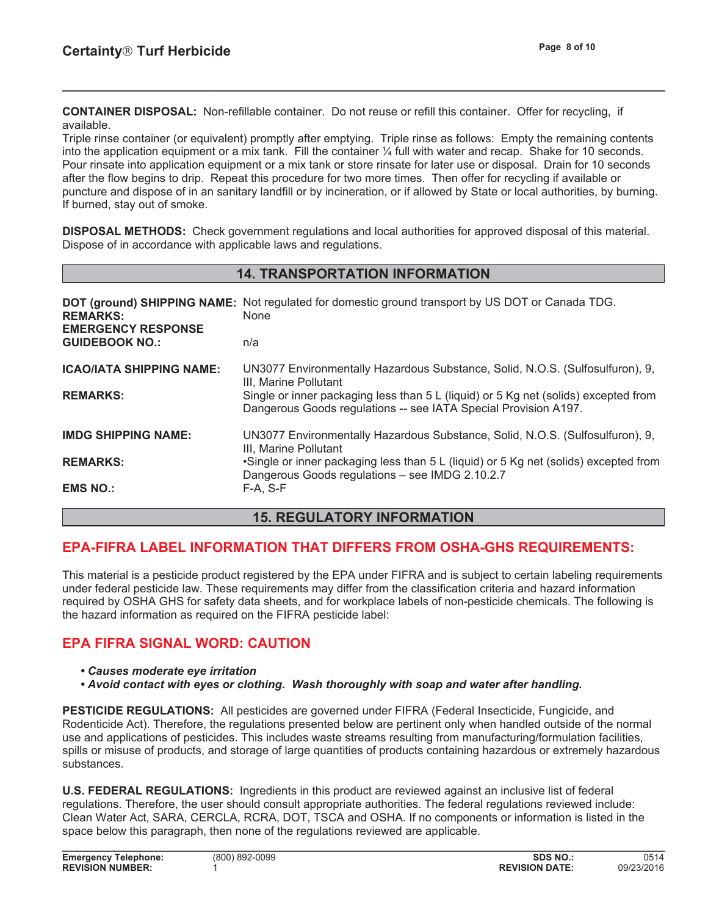**CONTAINER DISPOSAL:** Non-refillable container. Do not reuse or refill this container. Offer for recycling, if available.
Triple rinse container (or equivalent) promptly after emptying. Triple rinse as follows: Empty the remaining contents into the application equipment or a mix tank. Fill the container ¼ full with water and recap. Shake for 10 seconds. Pour rinsate into application equipment or a mix tank or store rinsate for later use or disposal. Drain for 10 seconds after the flow begins to drip. Repeat this procedure for two more times. Then offer for recycling if available or puncture and dispose of in an sanitary landfill or by incineration, or if allowed by State or local authorities, by burning. If burned, stay out of smoke.

**DISPOSAL METHODS:** Check government regulations and local authorities for approved disposal of this material. Dispose of in accordance with applicable laws and regulations.

## 14. TRANSPORTATION INFORMATION

| | |
|---|---|
| **DOT (ground) SHIPPING NAME:** | Not regulated for domestic ground transport by US DOT or Canada TDG. |
| **REMARKS:** | None |
| **EMERGENCY RESPONSE GUIDEBOOK NO.:** | n/a |
| **ICAO/IATA SHIPPING NAME:** | UN3077 Environmentally Hazardous Substance, Solid, N.O.S. (Sulfosulfuron), 9, III, Marine Pollutant |
| **REMARKS:** | Single or inner packaging less than 5 L (liquid) or 5 Kg net (solids) excepted from Dangerous Goods regulations -- see IATA Special Provision A197. |
| **IMDG SHIPPING NAME:** | UN3077 Environmentally Hazardous Substance, Solid, N.O.S. (Sulfosulfuron), 9, III, Marine Pollutant |
| **REMARKS:** | •Single or inner packaging less than 5 L (liquid) or 5 Kg net (solids) excepted from Dangerous Goods regulations – see IMDG 2.10.2.7 |
| **EMS NO.:** | F-A, S-F |

## 15. REGULATORY INFORMATION

### EPA-FIFRA LABEL INFORMATION THAT DIFFERS FROM OSHA-GHS REQUIREMENTS:

This material is a pesticide product registered by the EPA under FIFRA and is subject to certain labeling requirements under federal pesticide law. These requirements may differ from the classification criteria and hazard information required by OSHA GHS for safety data sheets, and for workplace labels of non-pesticide chemicals. The following is the hazard information as required on the FIFRA pesticide label:

### EPA FIFRA SIGNAL WORD: CAUTION

- ***Causes moderate eye irritation***
- ***Avoid contact with eyes or clothing. Wash thoroughly with soap and water after handling.***

**PESTICIDE REGULATIONS:** All pesticides are governed under FIFRA (Federal Insecticide, Fungicide, and Rodenticide Act). Therefore, the regulations presented below are pertinent only when handled outside of the normal use and applications of pesticides. This includes waste streams resulting from manufacturing/formulation facilities, spills or misuse of products, and storage of large quantities of products containing hazardous or extremely hazardous substances.

**U.S. FEDERAL REGULATIONS:** Ingredients in this product are reviewed against an inclusive list of federal regulations. Therefore, the user should consult appropriate authorities. The federal regulations reviewed include: Clean Water Act, SARA, CERCLA, RCRA, DOT, TSCA and OSHA. If no components or information is listed in the space below this paragraph, then none of the regulations reviewed are applicable.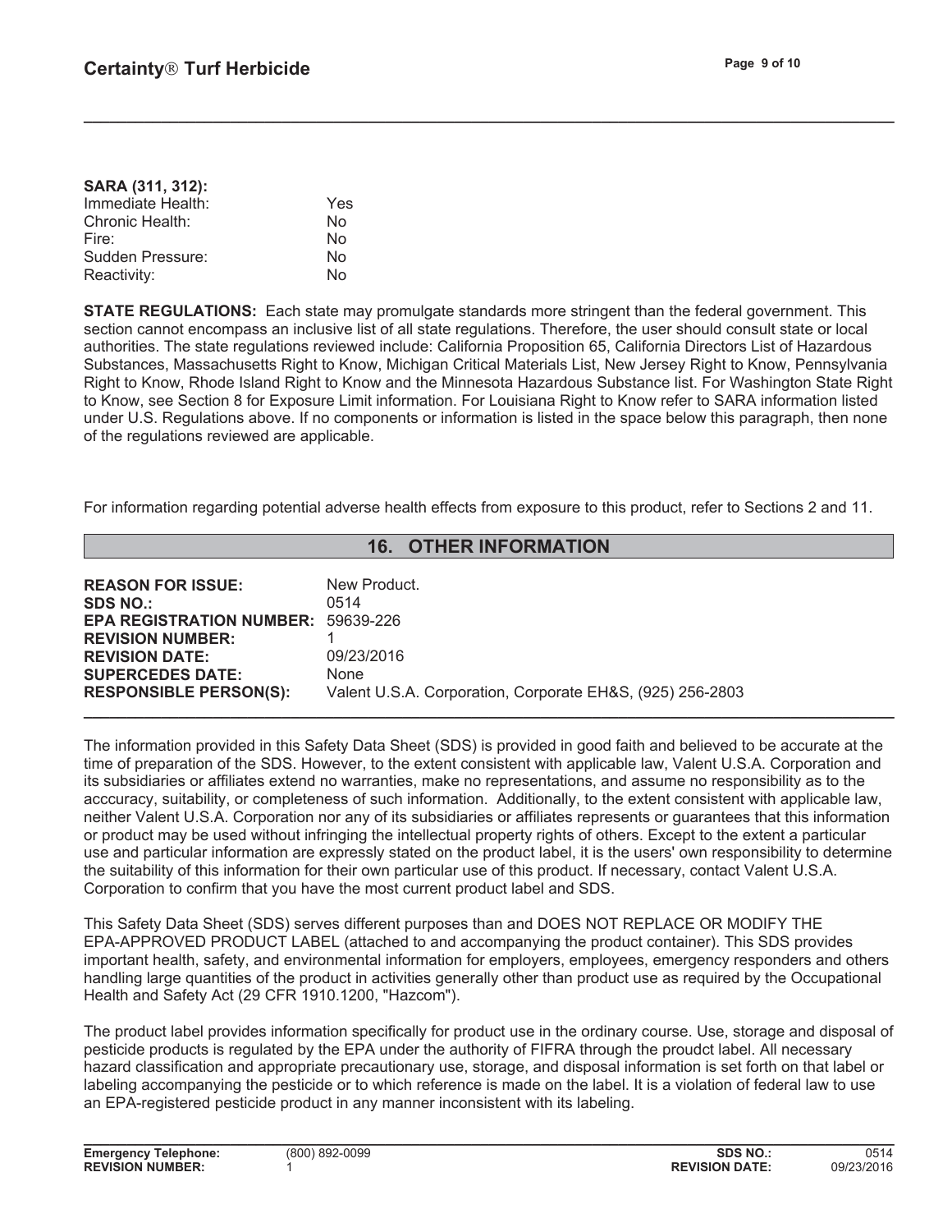**SARA (311, 312):**

| | |
|---|---|
| Immediate Health: | Yes |
| Chronic Health: | No |
| Fire: | No |
| Sudden Pressure: | No |
| Reactivity: | No |

**STATE REGULATIONS:** Each state may promulgate standards more stringent than the federal government. This section cannot encompass an inclusive list of all state regulations. Therefore, the user should consult state or local authorities. The state regulations reviewed include: California Proposition 65, California Directors List of Hazardous Substances, Massachusetts Right to Know, Michigan Critical Materials List, New Jersey Right to Know, Pennsylvania Right to Know, Rhode Island Right to Know and the Minnesota Hazardous Substance list. For Washington State Right to Know, see Section 8 for Exposure Limit information. For Louisiana Right to Know refer to SARA information listed under U.S. Regulations above. If no components or information is listed in the space below this paragraph, then none of the regulations reviewed are applicable.

For information regarding potential adverse health effects from exposure to this product, refer to Sections 2 and 11.

## 16. OTHER INFORMATION

| | |
|---|---|
| **REASON FOR ISSUE:** | New Product. |
| **SDS NO.:** | 0514 |
| **EPA REGISTRATION NUMBER:** | 59639-226 |
| **REVISION NUMBER:** | 1 |
| **REVISION DATE:** | 09/23/2016 |
| **SUPERCEDES DATE:** | None |
| **RESPONSIBLE PERSON(S):** | Valent U.S.A. Corporation, Corporate EH&S, (925) 256-2803 |

The information provided in this Safety Data Sheet (SDS) is provided in good faith and believed to be accurate at the time of preparation of the SDS. However, to the extent consistent with applicable law, Valent U.S.A. Corporation and its subsidiaries or affiliates extend no warranties, make no representations, and assume no responsibility as to the acccuracy, suitability, or completeness of such information. Additionally, to the extent consistent with applicable law, neither Valent U.S.A. Corporation nor any of its subsidiaries or affiliates represents or guarantees that this information or product may be used without infringing the intellectual property rights of others. Except to the extent a particular use and particular information are expressly stated on the product label, it is the users' own responsibility to determine the suitability of this information for their own particular use of this product. If necessary, contact Valent U.S.A. Corporation to confirm that you have the most current product label and SDS.

This Safety Data Sheet (SDS) serves different purposes than and DOES NOT REPLACE OR MODIFY THE EPA-APPROVED PRODUCT LABEL (attached to and accompanying the product container). This SDS provides important health, safety, and environmental information for employers, employees, emergency responders and others handling large quantities of the product in activities generally other than product use as required by the Occupational Health and Safety Act (29 CFR 1910.1200, "Hazcom").

The product label provides information specifically for product use in the ordinary course. Use, storage and disposal of pesticide products is regulated by the EPA under the authority of FIFRA through the proudct label. All necessary hazard classification and appropriate precautionary use, storage, and disposal information is set forth on that label or labeling accompanying the pesticide or to which reference is made on the label. It is a violation of federal law to use an EPA-registered pesticide product in any manner inconsistent with its labeling.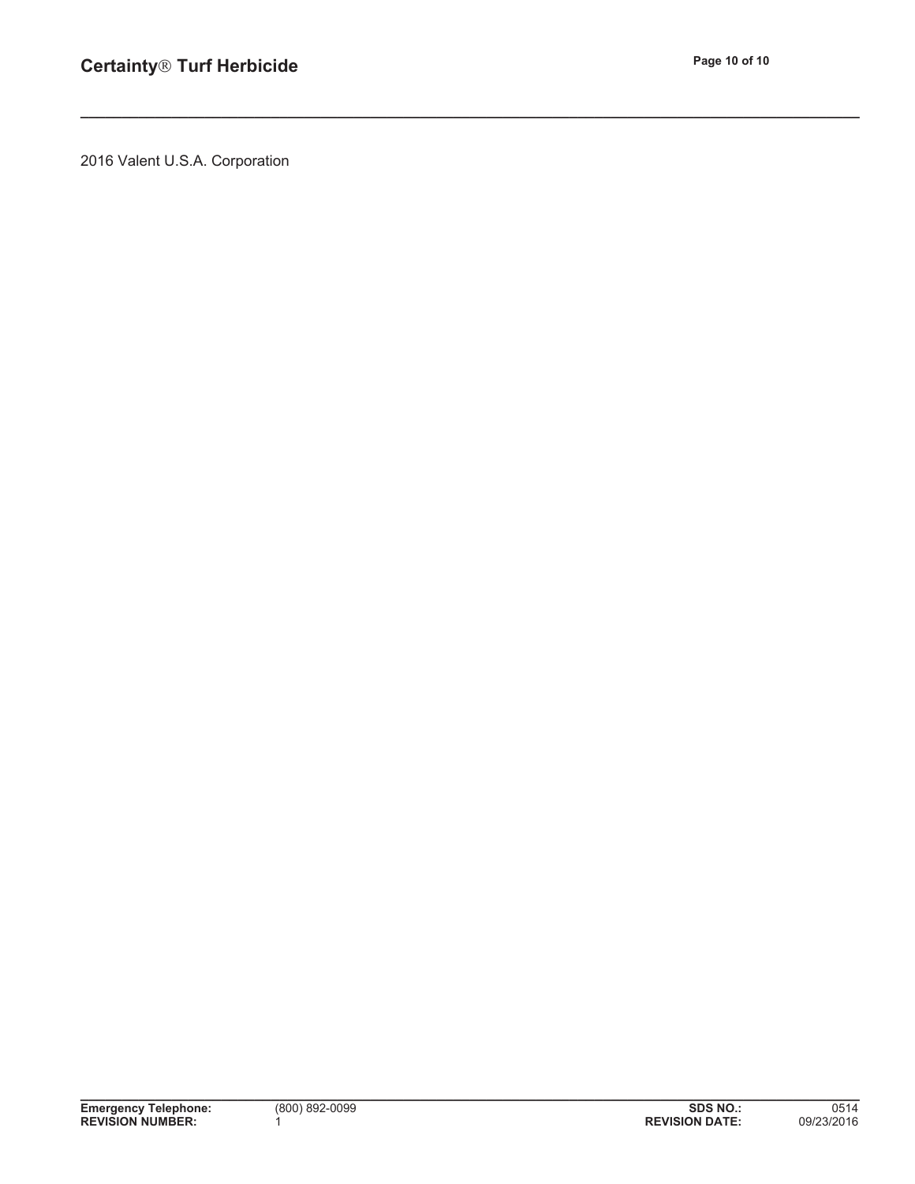2016 Valent U.S.A. Corporation